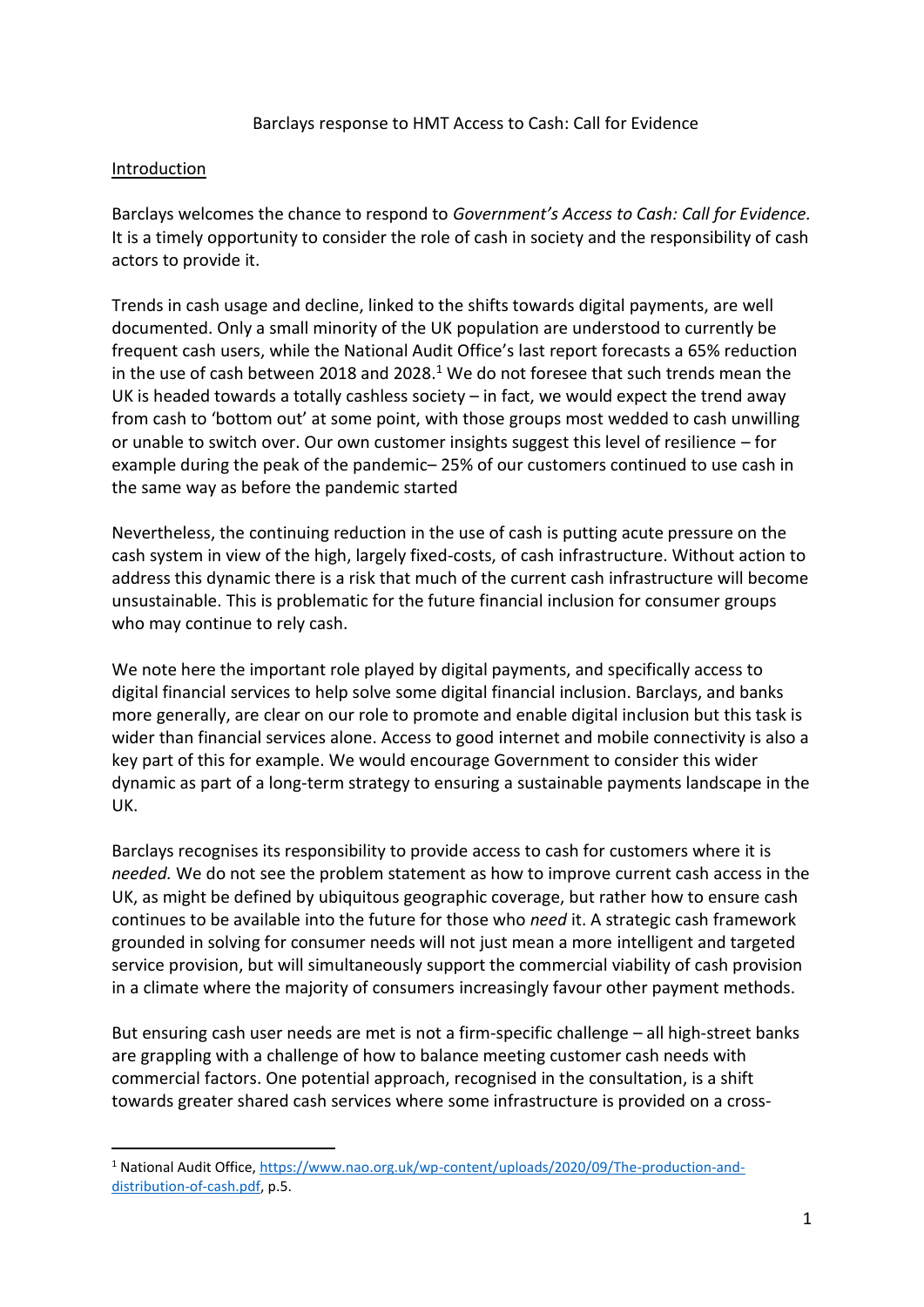Barclays response to HMT Access to Cash: Call for Evidence

Introduction

Barclays welcomes the chance to respond to *Government's Access to Cash: Call for Evidence.* It is a timely opportunity to consider the role of cash in society and the responsibility of cash actors to provide it.

Trends in cash usage and decline, linked to the shifts towards digital payments, are well documented. Only a small minority of the UK population are understood to currently be frequent cash users, while the National Audit Office's last report forecasts a 65% reduction in the use of cash between 2018 and 2028.[1] We do not foresee that such trends mean the UK is headed towards a totally cashless society – in fact, we would expect the trend away from cash to 'bottom out' at some point, with those groups most wedded to cash unwilling or unable to switch over. Our own customer insights suggest this level of resilience – for example during the peak of the pandemic– 25% of our customers continued to use cash in the same way as before the pandemic started

Nevertheless, the continuing reduction in the use of cash is putting acute pressure on the cash system in view of the high, largely fixed-costs, of cash infrastructure. Without action to address this dynamic there is a risk that much of the current cash infrastructure will become unsustainable. This is problematic for the future financial inclusion for consumer groups who may continue to rely cash.

We note here the important role played by digital payments, and specifically access to digital financial services to help solve some digital financial inclusion. Barclays, and banks more generally, are clear on our role to promote and enable digital inclusion but this task is wider than financial services alone. Access to good internet and mobile connectivity is also a key part of this for example. We would encourage Government to consider this wider dynamic as part of a long-term strategy to ensuring a sustainable payments landscape in the UK.

Barclays recognises its responsibility to provide access to cash for customers where it is *needed.* We do not see the problem statement as how to improve current cash access in the UK, as might be defined by ubiquitous geographic coverage, but rather how to ensure cash continues to be available into the future for those who *need* it. A strategic cash framework grounded in solving for consumer needs will not just mean a more intelligent and targeted service provision, but will simultaneously support the commercial viability of cash provision in a climate where the majority of consumers increasingly favour other payment methods.

But ensuring cash user needs are met is not a firm-specific challenge – all high-street banks are grappling with a challenge of how to balance meeting customer cash needs with commercial factors. One potential approach, recognised in the consultation, is a shift towards greater shared cash services where some infrastructure is provided on a cross-

---

[1] National Audit Office, https://www.nao.org.uk/wp-content/uploads/2020/09/The-production-and-distribution-of-cash.pdf, p.5.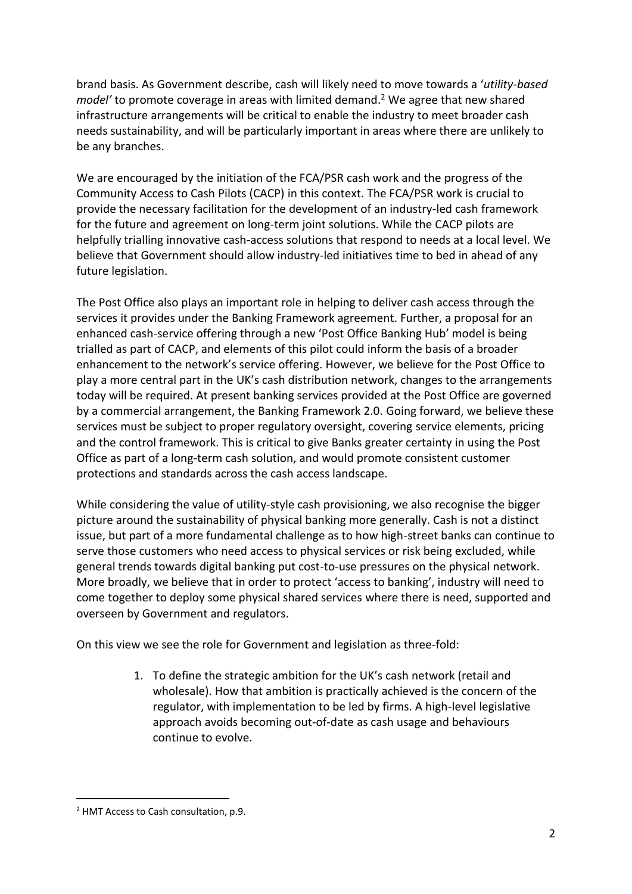brand basis. As Government describe, cash will likely need to move towards a '*utility-based model'* to promote coverage in areas with limited demand.[2] We agree that new shared infrastructure arrangements will be critical to enable the industry to meet broader cash needs sustainability, and will be particularly important in areas where there are unlikely to be any branches.

We are encouraged by the initiation of the FCA/PSR cash work and the progress of the Community Access to Cash Pilots (CACP) in this context. The FCA/PSR work is crucial to provide the necessary facilitation for the development of an industry-led cash framework for the future and agreement on long-term joint solutions. While the CACP pilots are helpfully trialling innovative cash-access solutions that respond to needs at a local level. We believe that Government should allow industry-led initiatives time to bed in ahead of any future legislation.

The Post Office also plays an important role in helping to deliver cash access through the services it provides under the Banking Framework agreement. Further, a proposal for an enhanced cash-service offering through a new 'Post Office Banking Hub' model is being trialled as part of CACP, and elements of this pilot could inform the basis of a broader enhancement to the network's service offering. However, we believe for the Post Office to play a more central part in the UK's cash distribution network, changes to the arrangements today will be required. At present banking services provided at the Post Office are governed by a commercial arrangement, the Banking Framework 2.0. Going forward, we believe these services must be subject to proper regulatory oversight, covering service elements, pricing and the control framework. This is critical to give Banks greater certainty in using the Post Office as part of a long-term cash solution, and would promote consistent customer protections and standards across the cash access landscape.

While considering the value of utility-style cash provisioning, we also recognise the bigger picture around the sustainability of physical banking more generally. Cash is not a distinct issue, but part of a more fundamental challenge as to how high-street banks can continue to serve those customers who need access to physical services or risk being excluded, while general trends towards digital banking put cost-to-use pressures on the physical network. More broadly, we believe that in order to protect 'access to banking', industry will need to come together to deploy some physical shared services where there is need, supported and overseen by Government and regulators.

On this view we see the role for Government and legislation as three-fold:

1. To define the strategic ambition for the UK's cash network (retail and wholesale). How that ambition is practically achieved is the concern of the regulator, with implementation to be led by firms. A high-level legislative approach avoids becoming out-of-date as cash usage and behaviours continue to evolve.

---

[2] HMT Access to Cash consultation, p.9.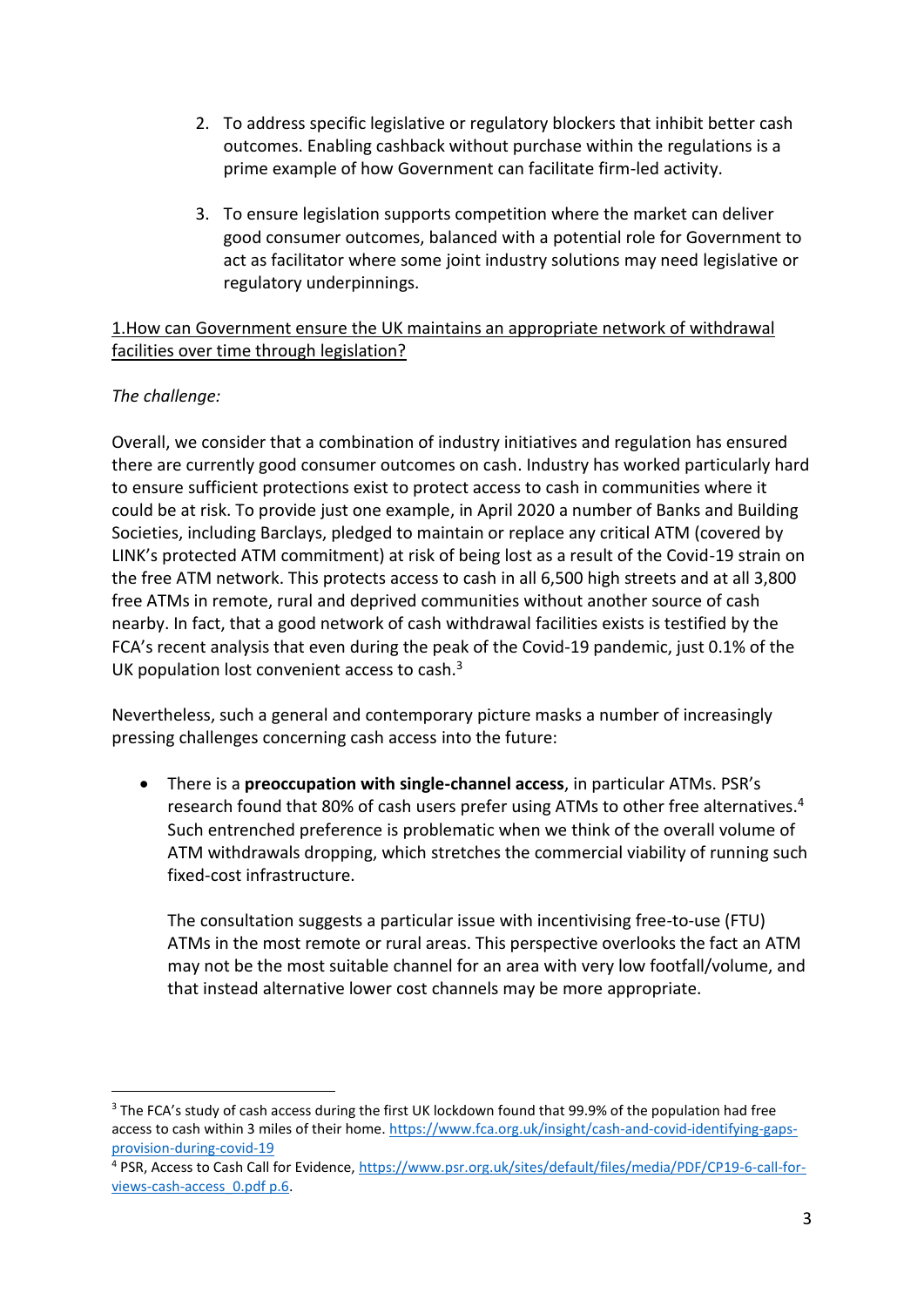2. To address specific legislative or regulatory blockers that inhibit better cash outcomes. Enabling cashback without purchase within the regulations is a prime example of how Government can facilitate firm-led activity.

3. To ensure legislation supports competition where the market can deliver good consumer outcomes, balanced with a potential role for Government to act as facilitator where some joint industry solutions may need legislative or regulatory underpinnings.

<u>1.How can Government ensure the UK maintains an appropriate network of withdrawal facilities over time through legislation?</u>

*The challenge:*

Overall, we consider that a combination of industry initiatives and regulation has ensured there are currently good consumer outcomes on cash. Industry has worked particularly hard to ensure sufficient protections exist to protect access to cash in communities where it could be at risk. To provide just one example, in April 2020 a number of Banks and Building Societies, including Barclays, pledged to maintain or replace any critical ATM (covered by LINK's protected ATM commitment) at risk of being lost as a result of the Covid-19 strain on the free ATM network. This protects access to cash in all 6,500 high streets and at all 3,800 free ATMs in remote, rural and deprived communities without another source of cash nearby. In fact, that a good network of cash withdrawal facilities exists is testified by the FCA's recent analysis that even during the peak of the Covid-19 pandemic, just 0.1% of the UK population lost convenient access to cash.[3]

Nevertheless, such a general and contemporary picture masks a number of increasingly pressing challenges concerning cash access into the future:

- There is a **preoccupation with single-channel access**, in particular ATMs. PSR's research found that 80% of cash users prefer using ATMs to other free alternatives.[4] Such entrenched preference is problematic when we think of the overall volume of ATM withdrawals dropping, which stretches the commercial viability of running such fixed-cost infrastructure.

  The consultation suggests a particular issue with incentivising free-to-use (FTU) ATMs in the most remote or rural areas. This perspective overlooks the fact an ATM may not be the most suitable channel for an area with very low footfall/volume, and that instead alternative lower cost channels may be more appropriate.

---

[3] The FCA's study of cash access during the first UK lockdown found that 99.9% of the population had free access to cash within 3 miles of their home. https://www.fca.org.uk/insight/cash-and-covid-identifying-gaps-provision-during-covid-19

[4] PSR, Access to Cash Call for Evidence, https://www.psr.org.uk/sites/default/files/media/PDF/CP19-6-call-for-views-cash-access_0.pdf p.6.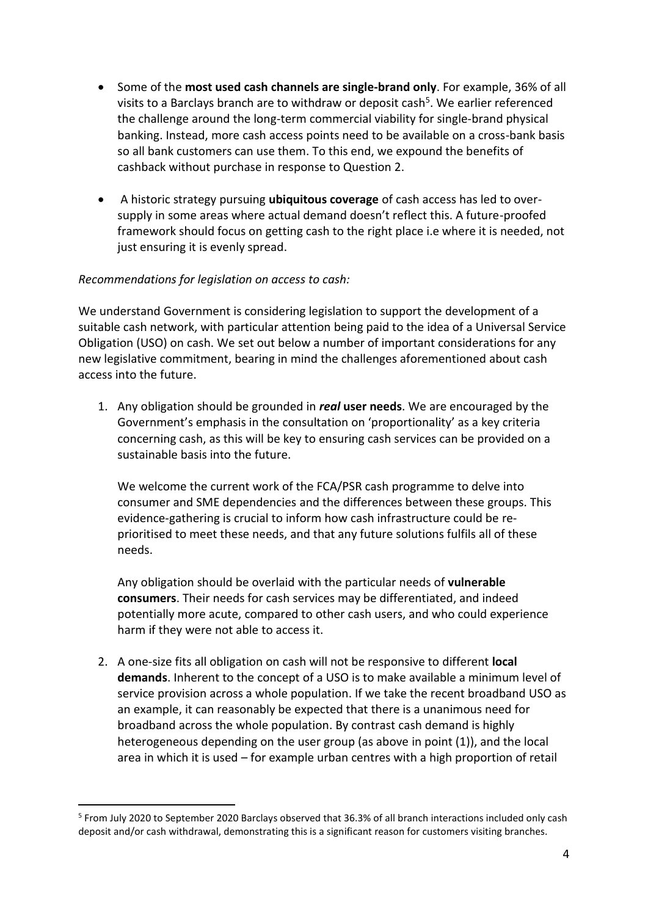- Some of the **most used cash channels are single-brand only**. For example, 36% of all visits to a Barclays branch are to withdraw or deposit cash[5]. We earlier referenced the challenge around the long-term commercial viability for single-brand physical banking. Instead, more cash access points need to be available on a cross-bank basis so all bank customers can use them. To this end, we expound the benefits of cashback without purchase in response to Question 2.

- A historic strategy pursuing **ubiquitous coverage** of cash access has led to over-supply in some areas where actual demand doesn't reflect this. A future-proofed framework should focus on getting cash to the right place i.e where it is needed, not just ensuring it is evenly spread.

*Recommendations for legislation on access to cash:*

We understand Government is considering legislation to support the development of a suitable cash network, with particular attention being paid to the idea of a Universal Service Obligation (USO) on cash. We set out below a number of important considerations for any new legislative commitment, bearing in mind the challenges aforementioned about cash access into the future.

1. Any obligation should be grounded in ***real*** **user needs**. We are encouraged by the Government's emphasis in the consultation on 'proportionality' as a key criteria concerning cash, as this will be key to ensuring cash services can be provided on a sustainable basis into the future.

   We welcome the current work of the FCA/PSR cash programme to delve into consumer and SME dependencies and the differences between these groups. This evidence-gathering is crucial to inform how cash infrastructure could be re-prioritised to meet these needs, and that any future solutions fulfils all of these needs.

   Any obligation should be overlaid with the particular needs of **vulnerable consumers**. Their needs for cash services may be differentiated, and indeed potentially more acute, compared to other cash users, and who could experience harm if they were not able to access it.

2. A one-size fits all obligation on cash will not be responsive to different **local demands**. Inherent to the concept of a USO is to make available a minimum level of service provision across a whole population. If we take the recent broadband USO as an example, it can reasonably be expected that there is a unanimous need for broadband across the whole population. By contrast cash demand is highly heterogeneous depending on the user group (as above in point (1)), and the local area in which it is used – for example urban centres with a high proportion of retail

[5] From July 2020 to September 2020 Barclays observed that 36.3% of all branch interactions included only cash deposit and/or cash withdrawal, demonstrating this is a significant reason for customers visiting branches.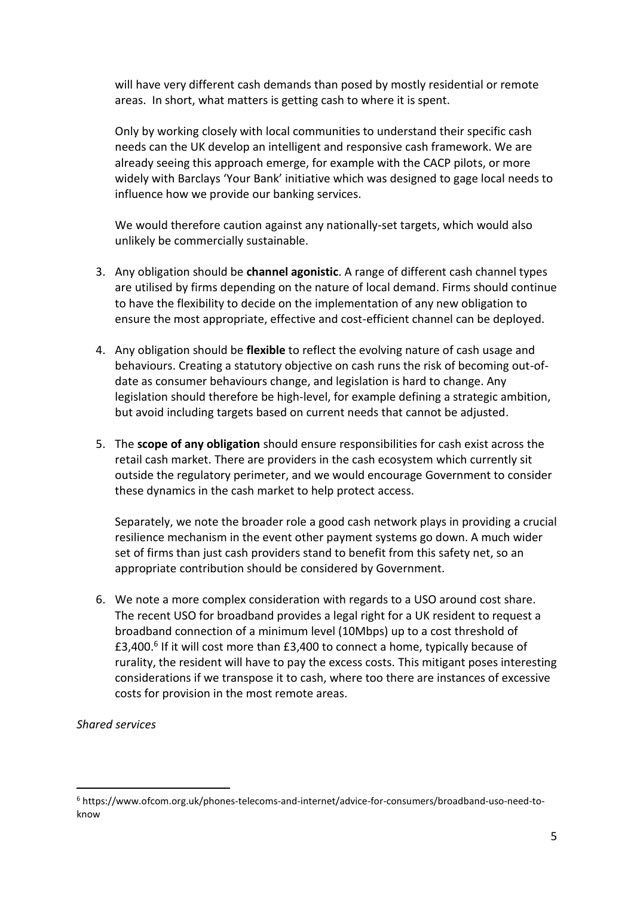will have very different cash demands than posed by mostly residential or remote areas. In short, what matters is getting cash to where it is spent.

Only by working closely with local communities to understand their specific cash needs can the UK develop an intelligent and responsive cash framework. We are already seeing this approach emerge, for example with the CACP pilots, or more widely with Barclays 'Your Bank' initiative which was designed to gage local needs to influence how we provide our banking services.

We would therefore caution against any nationally-set targets, which would also unlikely be commercially sustainable.

3. Any obligation should be **channel agonistic**. A range of different cash channel types are utilised by firms depending on the nature of local demand. Firms should continue to have the flexibility to decide on the implementation of any new obligation to ensure the most appropriate, effective and cost-efficient channel can be deployed.

4. Any obligation should be **flexible** to reflect the evolving nature of cash usage and behaviours. Creating a statutory objective on cash runs the risk of becoming out-of-date as consumer behaviours change, and legislation is hard to change. Any legislation should therefore be high-level, for example defining a strategic ambition, but avoid including targets based on current needs that cannot be adjusted.

5. The **scope of any obligation** should ensure responsibilities for cash exist across the retail cash market. There are providers in the cash ecosystem which currently sit outside the regulatory perimeter, and we would encourage Government to consider these dynamics in the cash market to help protect access.

   Separately, we note the broader role a good cash network plays in providing a crucial resilience mechanism in the event other payment systems go down. A much wider set of firms than just cash providers stand to benefit from this safety net, so an appropriate contribution should be considered by Government.

6. We note a more complex consideration with regards to a USO around cost share. The recent USO for broadband provides a legal right for a UK resident to request a broadband connection of a minimum level (10Mbps) up to a cost threshold of £3,400.[6] If it will cost more than £3,400 to connect a home, typically because of rurality, the resident will have to pay the excess costs. This mitigant poses interesting considerations if we transpose it to cash, where too there are instances of excessive costs for provision in the most remote areas.

*Shared services*

[6] https://www.ofcom.org.uk/phones-telecoms-and-internet/advice-for-consumers/broadband-uso-need-to-know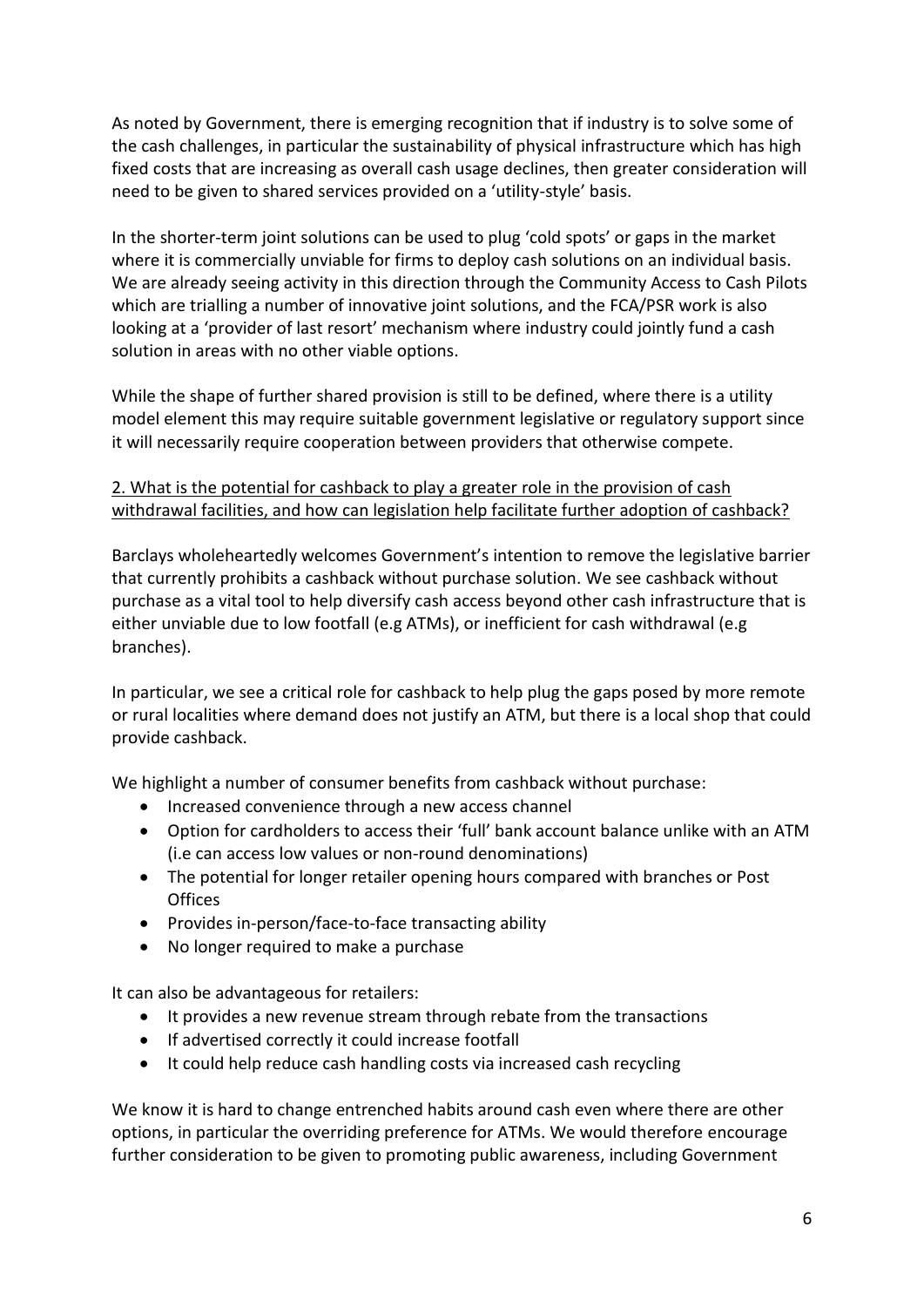As noted by Government, there is emerging recognition that if industry is to solve some of the cash challenges, in particular the sustainability of physical infrastructure which has high fixed costs that are increasing as overall cash usage declines, then greater consideration will need to be given to shared services provided on a 'utility-style' basis.

In the shorter-term joint solutions can be used to plug 'cold spots' or gaps in the market where it is commercially unviable for firms to deploy cash solutions on an individual basis. We are already seeing activity in this direction through the Community Access to Cash Pilots which are trialling a number of innovative joint solutions, and the FCA/PSR work is also looking at a 'provider of last resort' mechanism where industry could jointly fund a cash solution in areas with no other viable options.

While the shape of further shared provision is still to be defined, where there is a utility model element this may require suitable government legislative or regulatory support since it will necessarily require cooperation between providers that otherwise compete.

<u>2. What is the potential for cashback to play a greater role in the provision of cash withdrawal facilities, and how can legislation help facilitate further adoption of cashback?</u>

Barclays wholeheartedly welcomes Government's intention to remove the legislative barrier that currently prohibits a cashback without purchase solution. We see cashback without purchase as a vital tool to help diversify cash access beyond other cash infrastructure that is either unviable due to low footfall (e.g ATMs), or inefficient for cash withdrawal (e.g branches).

In particular, we see a critical role for cashback to help plug the gaps posed by more remote or rural localities where demand does not justify an ATM, but there is a local shop that could provide cashback.

We highlight a number of consumer benefits from cashback without purchase:

- Increased convenience through a new access channel
- Option for cardholders to access their 'full' bank account balance unlike with an ATM (i.e can access low values or non-round denominations)
- The potential for longer retailer opening hours compared with branches or Post Offices
- Provides in-person/face-to-face transacting ability
- No longer required to make a purchase

It can also be advantageous for retailers:

- It provides a new revenue stream through rebate from the transactions
- If advertised correctly it could increase footfall
- It could help reduce cash handling costs via increased cash recycling

We know it is hard to change entrenched habits around cash even where there are other options, in particular the overriding preference for ATMs. We would therefore encourage further consideration to be given to promoting public awareness, including Government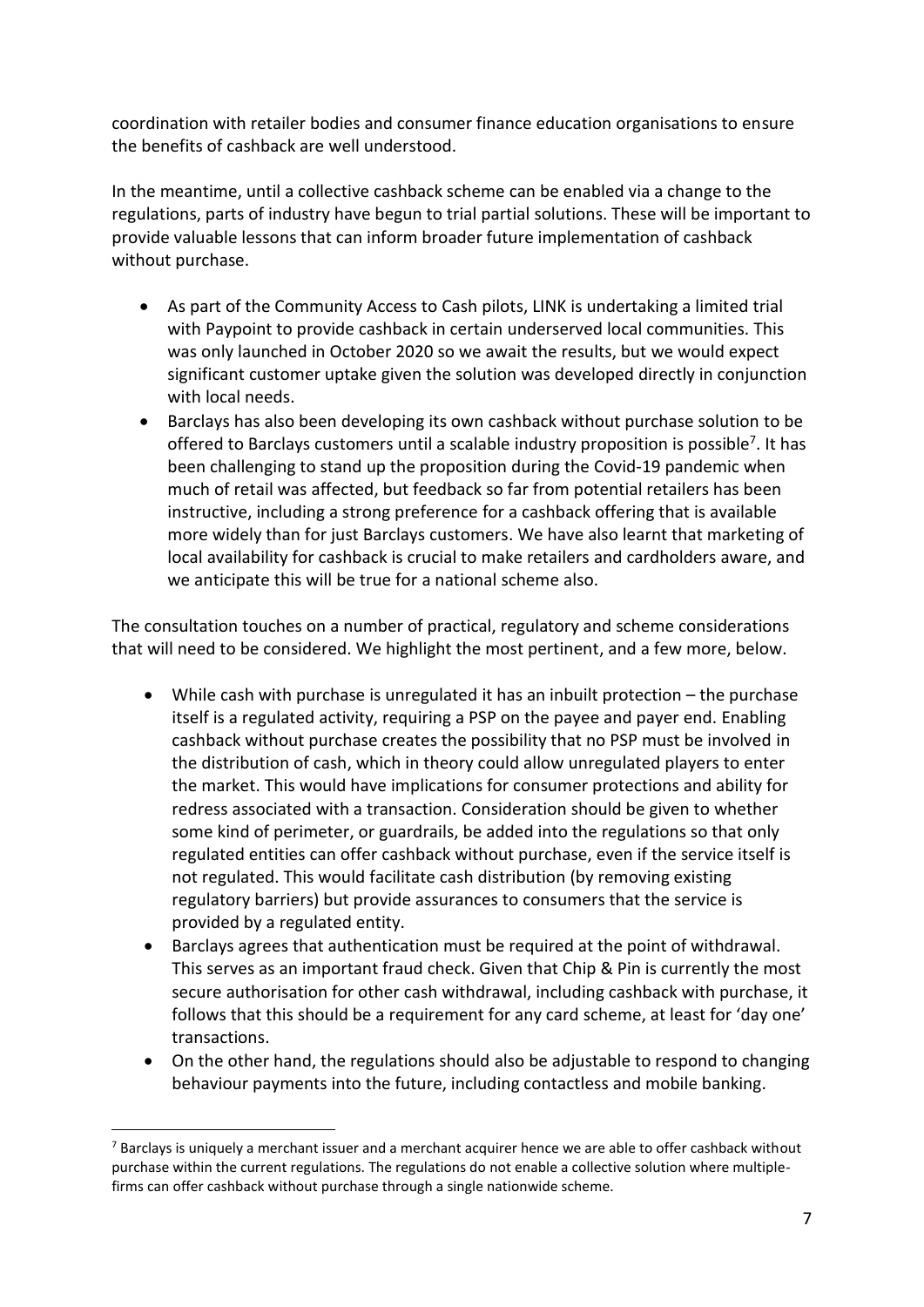coordination with retailer bodies and consumer finance education organisations to ensure the benefits of cashback are well understood.

In the meantime, until a collective cashback scheme can be enabled via a change to the regulations, parts of industry have begun to trial partial solutions. These will be important to provide valuable lessons that can inform broader future implementation of cashback without purchase.

- As part of the Community Access to Cash pilots, LINK is undertaking a limited trial with Paypoint to provide cashback in certain underserved local communities. This was only launched in October 2020 so we await the results, but we would expect significant customer uptake given the solution was developed directly in conjunction with local needs.
- Barclays has also been developing its own cashback without purchase solution to be offered to Barclays customers until a scalable industry proposition is possible[7]. It has been challenging to stand up the proposition during the Covid-19 pandemic when much of retail was affected, but feedback so far from potential retailers has been instructive, including a strong preference for a cashback offering that is available more widely than for just Barclays customers. We have also learnt that marketing of local availability for cashback is crucial to make retailers and cardholders aware, and we anticipate this will be true for a national scheme also.

The consultation touches on a number of practical, regulatory and scheme considerations that will need to be considered. We highlight the most pertinent, and a few more, below.

- While cash with purchase is unregulated it has an inbuilt protection – the purchase itself is a regulated activity, requiring a PSP on the payee and payer end. Enabling cashback without purchase creates the possibility that no PSP must be involved in the distribution of cash, which in theory could allow unregulated players to enter the market. This would have implications for consumer protections and ability for redress associated with a transaction. Consideration should be given to whether some kind of perimeter, or guardrails, be added into the regulations so that only regulated entities can offer cashback without purchase, even if the service itself is not regulated. This would facilitate cash distribution (by removing existing regulatory barriers) but provide assurances to consumers that the service is provided by a regulated entity.
- Barclays agrees that authentication must be required at the point of withdrawal. This serves as an important fraud check. Given that Chip & Pin is currently the most secure authorisation for other cash withdrawal, including cashback with purchase, it follows that this should be a requirement for any card scheme, at least for 'day one' transactions.
- On the other hand, the regulations should also be adjustable to respond to changing behaviour payments into the future, including contactless and mobile banking.

[7] Barclays is uniquely a merchant issuer and a merchant acquirer hence we are able to offer cashback without purchase within the current regulations. The regulations do not enable a collective solution where multiple-firms can offer cashback without purchase through a single nationwide scheme.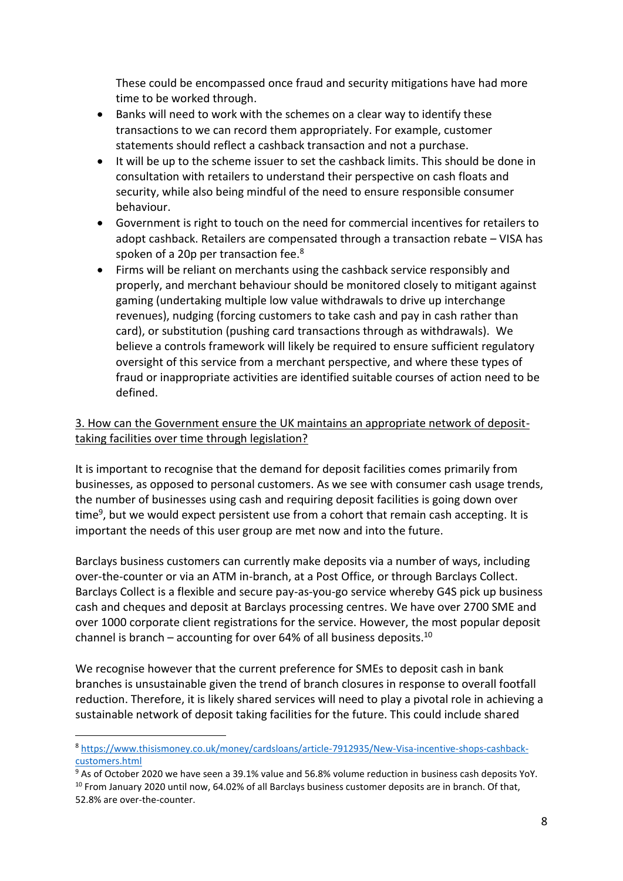These could be encompassed once fraud and security mitigations have had more time to be worked through.

- Banks will need to work with the schemes on a clear way to identify these transactions to we can record them appropriately. For example, customer statements should reflect a cashback transaction and not a purchase.
- It will be up to the scheme issuer to set the cashback limits. This should be done in consultation with retailers to understand their perspective on cash floats and security, while also being mindful of the need to ensure responsible consumer behaviour.
- Government is right to touch on the need for commercial incentives for retailers to adopt cashback. Retailers are compensated through a transaction rebate – VISA has spoken of a 20p per transaction fee.[8]
- Firms will be reliant on merchants using the cashback service responsibly and properly, and merchant behaviour should be monitored closely to mitigant against gaming (undertaking multiple low value withdrawals to drive up interchange revenues), nudging (forcing customers to take cash and pay in cash rather than card), or substitution (pushing card transactions through as withdrawals). We believe a controls framework will likely be required to ensure sufficient regulatory oversight of this service from a merchant perspective, and where these types of fraud or inappropriate activities are identified suitable courses of action need to be defined.

<u>3. How can the Government ensure the UK maintains an appropriate network of deposit-taking facilities over time through legislation?</u>

It is important to recognise that the demand for deposit facilities comes primarily from businesses, as opposed to personal customers. As we see with consumer cash usage trends, the number of businesses using cash and requiring deposit facilities is going down over time[9], but we would expect persistent use from a cohort that remain cash accepting. It is important the needs of this user group are met now and into the future.

Barclays business customers can currently make deposits via a number of ways, including over-the-counter or via an ATM in-branch, at a Post Office, or through Barclays Collect. Barclays Collect is a flexible and secure pay-as-you-go service whereby G4S pick up business cash and cheques and deposit at Barclays processing centres. We have over 2700 SME and over 1000 corporate client registrations for the service. However, the most popular deposit channel is branch – accounting for over 64% of all business deposits.[10]

We recognise however that the current preference for SMEs to deposit cash in bank branches is unsustainable given the trend of branch closures in response to overall footfall reduction. Therefore, it is likely shared services will need to play a pivotal role in achieving a sustainable network of deposit taking facilities for the future. This could include shared

---

[8] https://www.thisismoney.co.uk/money/cardsloans/article-7912935/New-Visa-incentive-shops-cashback-customers.html

[9] As of October 2020 we have seen a 39.1% value and 56.8% volume reduction in business cash deposits YoY.

[10] From January 2020 until now, 64.02% of all Barclays business customer deposits are in branch. Of that, 52.8% are over-the-counter.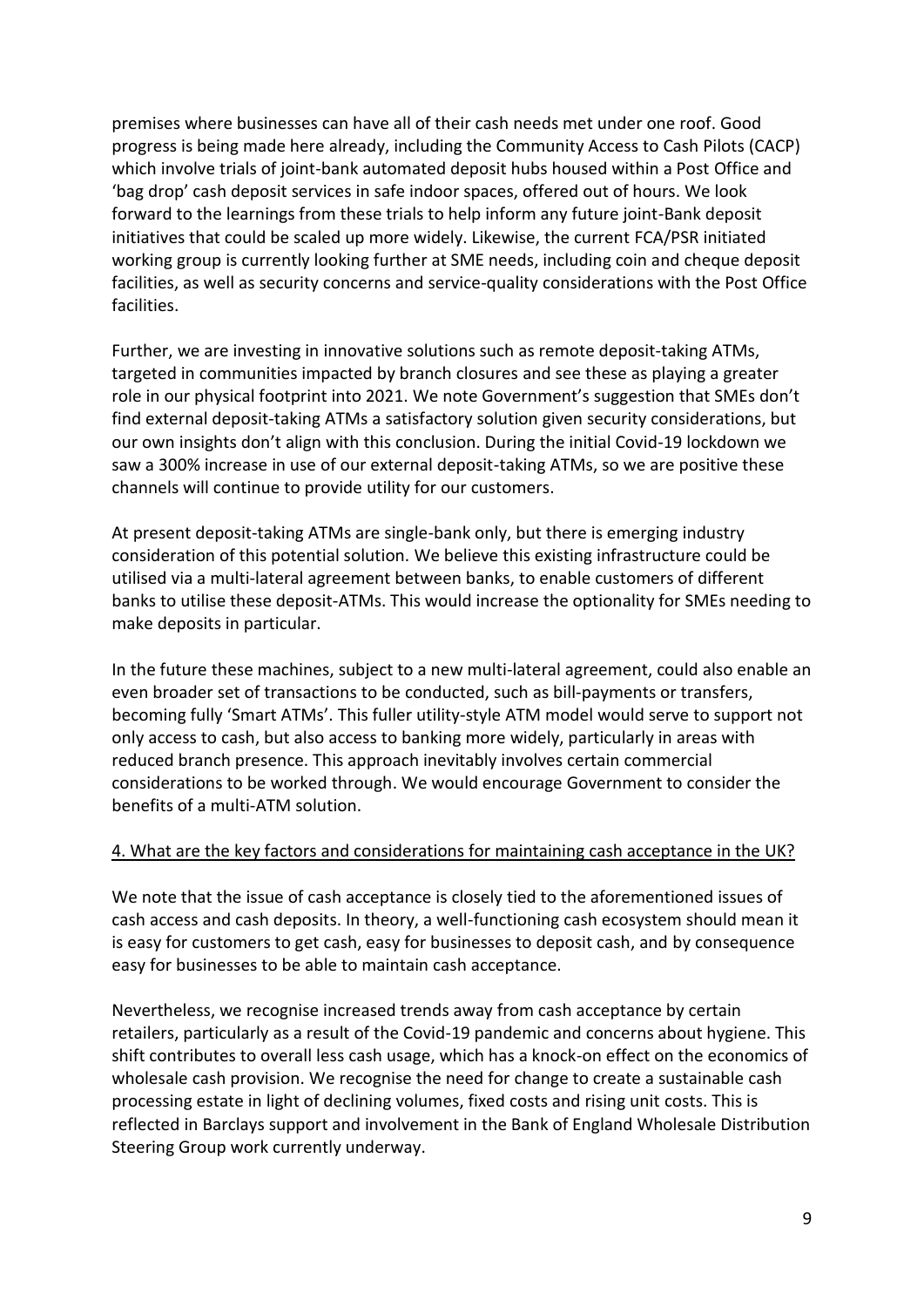premises where businesses can have all of their cash needs met under one roof. Good progress is being made here already, including the Community Access to Cash Pilots (CACP) which involve trials of joint-bank automated deposit hubs housed within a Post Office and 'bag drop' cash deposit services in safe indoor spaces, offered out of hours. We look forward to the learnings from these trials to help inform any future joint-Bank deposit initiatives that could be scaled up more widely. Likewise, the current FCA/PSR initiated working group is currently looking further at SME needs, including coin and cheque deposit facilities, as well as security concerns and service-quality considerations with the Post Office facilities.

Further, we are investing in innovative solutions such as remote deposit-taking ATMs, targeted in communities impacted by branch closures and see these as playing a greater role in our physical footprint into 2021. We note Government's suggestion that SMEs don't find external deposit-taking ATMs a satisfactory solution given security considerations, but our own insights don't align with this conclusion. During the initial Covid-19 lockdown we saw a 300% increase in use of our external deposit-taking ATMs, so we are positive these channels will continue to provide utility for our customers.

At present deposit-taking ATMs are single-bank only, but there is emerging industry consideration of this potential solution. We believe this existing infrastructure could be utilised via a multi-lateral agreement between banks, to enable customers of different banks to utilise these deposit-ATMs. This would increase the optionality for SMEs needing to make deposits in particular.

In the future these machines, subject to a new multi-lateral agreement, could also enable an even broader set of transactions to be conducted, such as bill-payments or transfers, becoming fully 'Smart ATMs'. This fuller utility-style ATM model would serve to support not only access to cash, but also access to banking more widely, particularly in areas with reduced branch presence. This approach inevitably involves certain commercial considerations to be worked through. We would encourage Government to consider the benefits of a multi-ATM solution.

<u>4. What are the key factors and considerations for maintaining cash acceptance in the UK?</u>

We note that the issue of cash acceptance is closely tied to the aforementioned issues of cash access and cash deposits. In theory, a well-functioning cash ecosystem should mean it is easy for customers to get cash, easy for businesses to deposit cash, and by consequence easy for businesses to be able to maintain cash acceptance.

Nevertheless, we recognise increased trends away from cash acceptance by certain retailers, particularly as a result of the Covid-19 pandemic and concerns about hygiene. This shift contributes to overall less cash usage, which has a knock-on effect on the economics of wholesale cash provision. We recognise the need for change to create a sustainable cash processing estate in light of declining volumes, fixed costs and rising unit costs. This is reflected in Barclays support and involvement in the Bank of England Wholesale Distribution Steering Group work currently underway.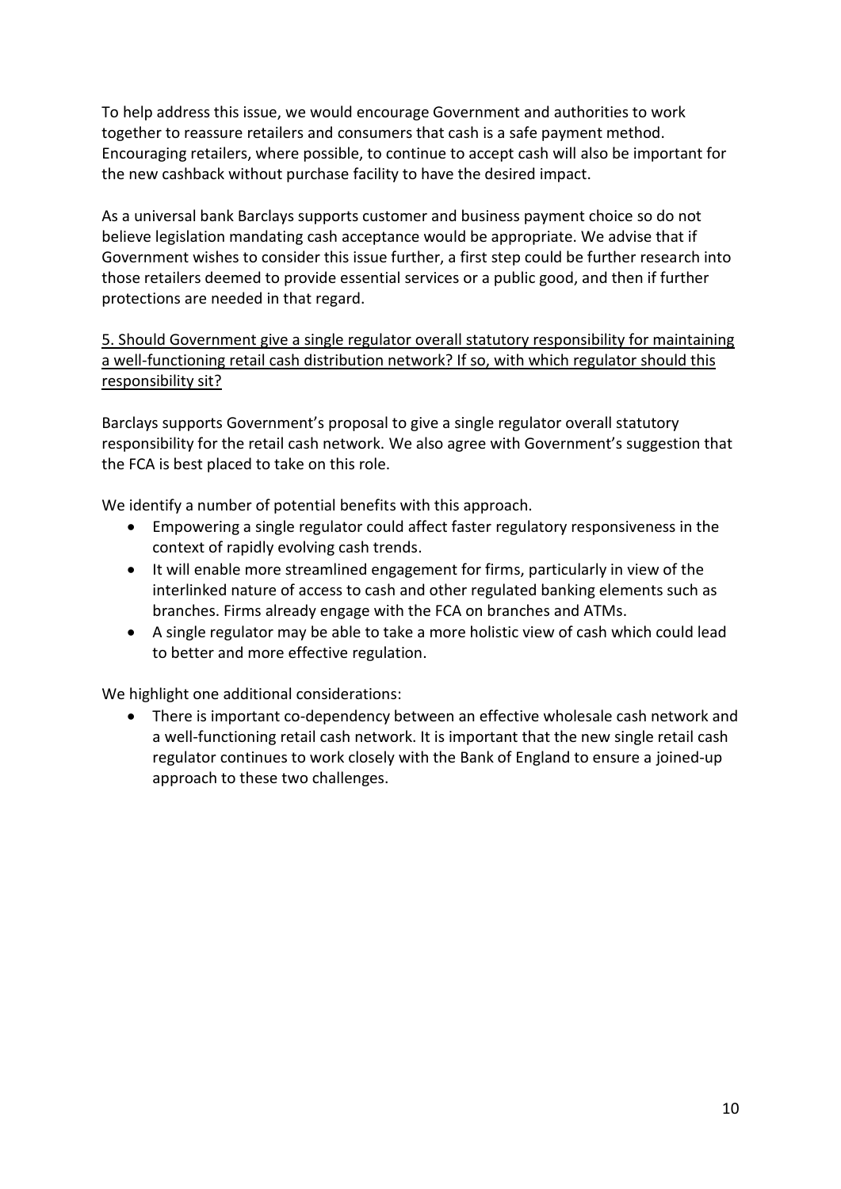To help address this issue, we would encourage Government and authorities to work together to reassure retailers and consumers that cash is a safe payment method. Encouraging retailers, where possible, to continue to accept cash will also be important for the new cashback without purchase facility to have the desired impact.

As a universal bank Barclays supports customer and business payment choice so do not believe legislation mandating cash acceptance would be appropriate. We advise that if Government wishes to consider this issue further, a first step could be further research into those retailers deemed to provide essential services or a public good, and then if further protections are needed in that regard.

<u>5. Should Government give a single regulator overall statutory responsibility for maintaining a well-functioning retail cash distribution network? If so, with which regulator should this responsibility sit?</u>

Barclays supports Government's proposal to give a single regulator overall statutory responsibility for the retail cash network. We also agree with Government's suggestion that the FCA is best placed to take on this role.

We identify a number of potential benefits with this approach.

- Empowering a single regulator could affect faster regulatory responsiveness in the context of rapidly evolving cash trends.
- It will enable more streamlined engagement for firms, particularly in view of the interlinked nature of access to cash and other regulated banking elements such as branches. Firms already engage with the FCA on branches and ATMs.
- A single regulator may be able to take a more holistic view of cash which could lead to better and more effective regulation.

We highlight one additional considerations:

- There is important co-dependency between an effective wholesale cash network and a well-functioning retail cash network. It is important that the new single retail cash regulator continues to work closely with the Bank of England to ensure a joined-up approach to these two challenges.